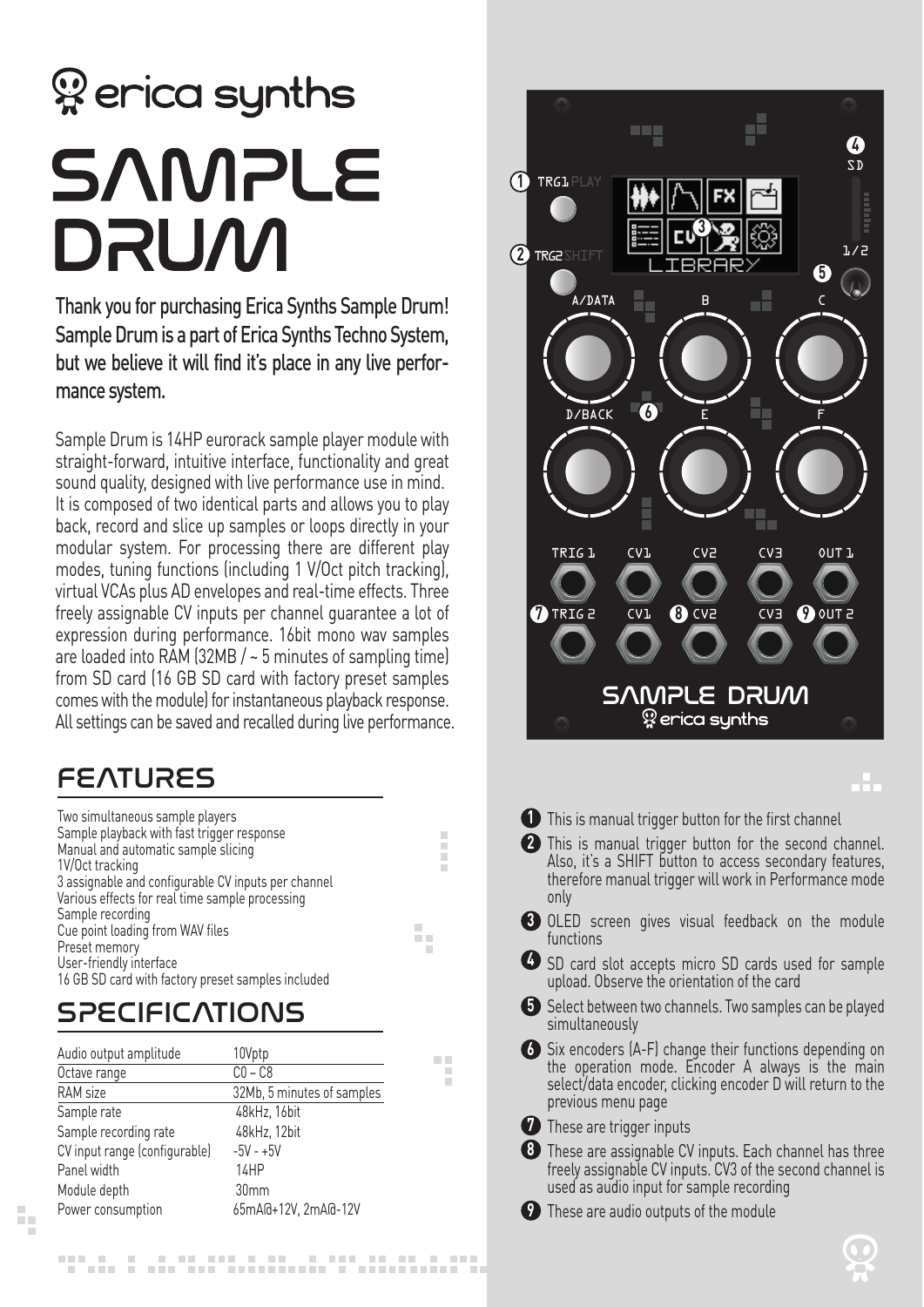# erica synths

# SAMPLE DRUM

**Thank you for purchasing Erica Synths Sample Drum! Sample Drum is a part of Erica Synths Techno System, but we believe it will find it's place in any live performance system.**

Sample Drum is 14HP eurorack sample player module with straight-forward, intuitive interface, functionality and great sound quality, designed with live performance use in mind. It is composed of two identical parts and allows you to play back, record and slice up samples or loops directly in your modular system. For processing there are different play modes, tuning functions (including 1 V/Oct pitch tracking), virtual VCAs plus AD envelopes and real-time effects. Three freely assignable CV inputs per channel guarantee a lot of expression during performance. 16bit mono wav samples are loaded into RAM (32MB / ~ 5 minutes of sampling time) from SD card (16 GB SD card with factory preset samples comes with the module) for instantaneous playback response. All settings can be saved and recalled during live performance.

## FEATURES

- Two simultaneous sample players
- Sample playback with fast trigger response
- Manual and automatic sample slicing
- 1V/Oct tracking
- 3 assignable and configurable CV inputs per channel
- Various effects for real time sample processing
- Sample recording
- Cue point loading from WAV files
- Preset memory
- User-friendly interface
- 16 GB SD card with factory preset samples included

## SPECIFICATIONS

| | |
|---|---|
| Audio output amplitude | 10Vptp |
| Octave range | C0 – C8 |
| RAM size | 32Mb, 5 minutes of samples |
| Sample rate | 48kHz, 16bit |
| Sample recording rate | 48kHz, 12bit |
| CV input range (configurable) | -5V - +5V |
| Panel width | 14HP |
| Module depth | 30mm |
| Power consumption | 65mA@+12V, 2mA@-12V |

1. This is manual trigger button for the first channel
2. This is manual trigger button for the second channel. Also, it's a SHIFT button to access secondary features, therefore manual trigger will work in Performance mode only
3. OLED screen gives visual feedback on the module functions
4. SD card slot accepts micro SD cards used for sample upload. Observe the orientation of the card
5. Select between two channels. Two samples can be played simultaneously
6. Six encoders (A-F) change their functions depending on the operation mode. Encoder A always is the main select/data encoder, clicking encoder D will return to the previous menu page
7. These are trigger inputs
8. These are assignable CV inputs. Each channel has three freely assignable CV inputs. CV3 of the second channel is used as audio input for sample recording
9. These are audio outputs of the module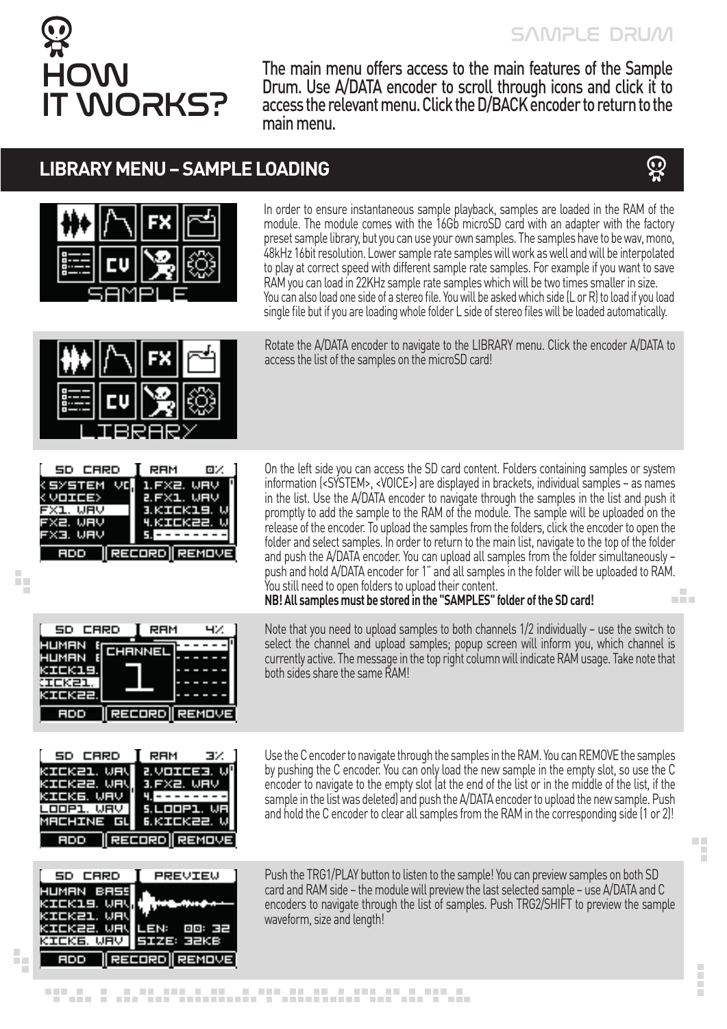# HOW IT WORKS?

The main menu offers access to the main features of the Sample Drum. Use A/DATA encoder to scroll through icons and click it to access the relevant menu. Click the D/BACK encoder to return to the main menu.

## LIBRARY MENU – SAMPLE LOADING

In order to ensure instantaneous sample playback, samples are loaded in the RAM of the module. The module comes with the 16Gb microSD card with an adapter with the factory preset sample library, but you can use your own samples. The samples have to be wav, mono, 48kHz 16bit resolution. Lower sample rate samples will work as well and will be interpolated to play at correct speed with different sample rate samples. For example if you want to save RAM you can load in 22KHz sample rate samples which will be two times smaller in size. You can also load one side of a stereo file. You will be asked which side (L or R) to load if you load single file but if you are loading whole folder L side of stereo files will be loaded automatically.

Rotate the A/DATA encoder to navigate to the LIBRARY menu. Click the encoder A/DATA to access the list of the samples on the microSD card!

On the left side you can access the SD card content. Folders containing samples or system information (<SYSTEM>, <VOICE>) are displayed in brackets, individual samples – as names in the list. Use the A/DATA encoder to navigate through the samples in the list and push it promptly to add the sample to the RAM of the module. The sample will be uploaded on the release of the encoder. To upload the samples from the folders, click the encoder to open the folder and select samples. In order to return to the main list, navigate to the top of the folder and push the A/DATA encoder. You can upload all samples from the folder simultaneously – push and hold A/DATA encoder for 1" and all samples in the folder will be uploaded to RAM. You still need to open folders to upload their content.
**NB! All samples must be stored in the "SAMPLES" folder of the SD card!**

Note that you need to upload samples to both channels 1/2 individually – use the switch to select the channel and upload samples; popup screen will inform you, which channel is currently active. The message in the top right column will indicate RAM usage. Take note that both sides share the same RAM!

Use the C encoder to navigate through the samples in the RAM. You can REMOVE the samples by pushing the C encoder. You can only load the new sample in the empty slot, so use the C encoder to navigate to the empty slot (at the end of the list or in the middle of the list, if the sample in the list was deleted) and push the A/DATA encoder to upload the new sample. Push and hold the C encoder to clear all samples from the RAM in the corresponding side (1 or 2)!

Push the TRG1/PLAY button to listen to the sample! You can preview samples on both SD card and RAM side – the module will preview the last selected sample – use A/DATA and C encoders to navigate through the list of samples. Push TRG2/SHIFT to preview the sample waveform, size and length!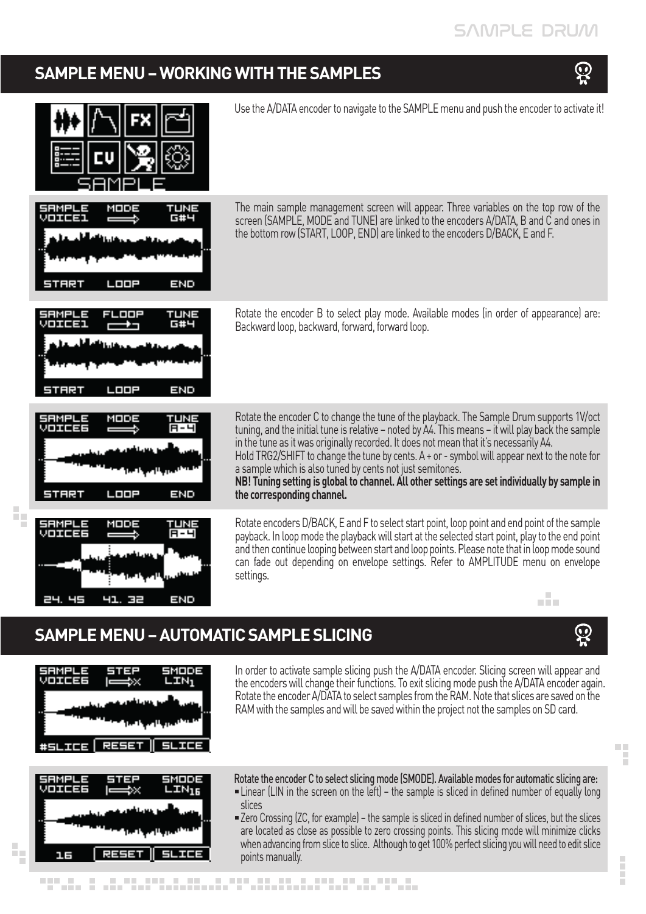## SAMPLE MENU – WORKING WITH THE SAMPLES

Use the A/DATA encoder to navigate to the SAMPLE menu and push the encoder to activate it!

The main sample management screen will appear. Three variables on the top row of the screen (SAMPLE, MODE and TUNE) are linked to the encoders A/DATA, B and C and ones in the bottom row (START, LOOP, END) are linked to the encoders D/BACK, E and F.

Rotate the encoder B to select play mode. Available modes (in order of appearance) are: Backward loop, backward, forward, forward loop.

Rotate the encoder C to change the tune of the playback. The Sample Drum supports 1V/oct tuning, and the initial tune is relative – noted by A4. This means – it will play back the sample in the tune as it was originally recorded. It does not mean that it's necessarily A4.
Hold TRG2/SHIFT to change the tune by cents. A + or - symbol will appear next to the note for a sample which is also tuned by cents not just semitones.
**NB! Tuning setting is global to channel. All other settings are set individually by sample in the corresponding channel.**

Rotate encoders D/BACK, E and F to select start point, loop point and end point of the sample payback. In loop mode the playback will start at the selected start point, play to the end point and then continue looping between start and loop points. Please note that in loop mode sound can fade out depending on envelope settings. Refer to AMPLITUDE menu on envelope settings.

## SAMPLE MENU – AUTOMATIC SAMPLE SLICING

In order to activate sample slicing push the A/DATA encoder. Slicing screen will appear and the encoders will change their functions. To exit slicing mode push the A/DATA encoder again. Rotate the encoder A/DATA to select samples from the RAM. Note that slices are saved on the RAM with the samples and will be saved within the project not the samples on SD card.

Rotate the encoder C to select slicing mode (SMODE). Available modes for automatic slicing are:

- Linear (LIN in the screen on the left) – the sample is sliced in defined number of equally long slices
- Zero Crossing (ZC, for example) – the sample is sliced in defined number of slices, but the slices are located as close as possible to zero crossing points. This slicing mode will minimize clicks when advancing from slice to slice. Although to get 100% perfect slicing you will need to edit slice points manually.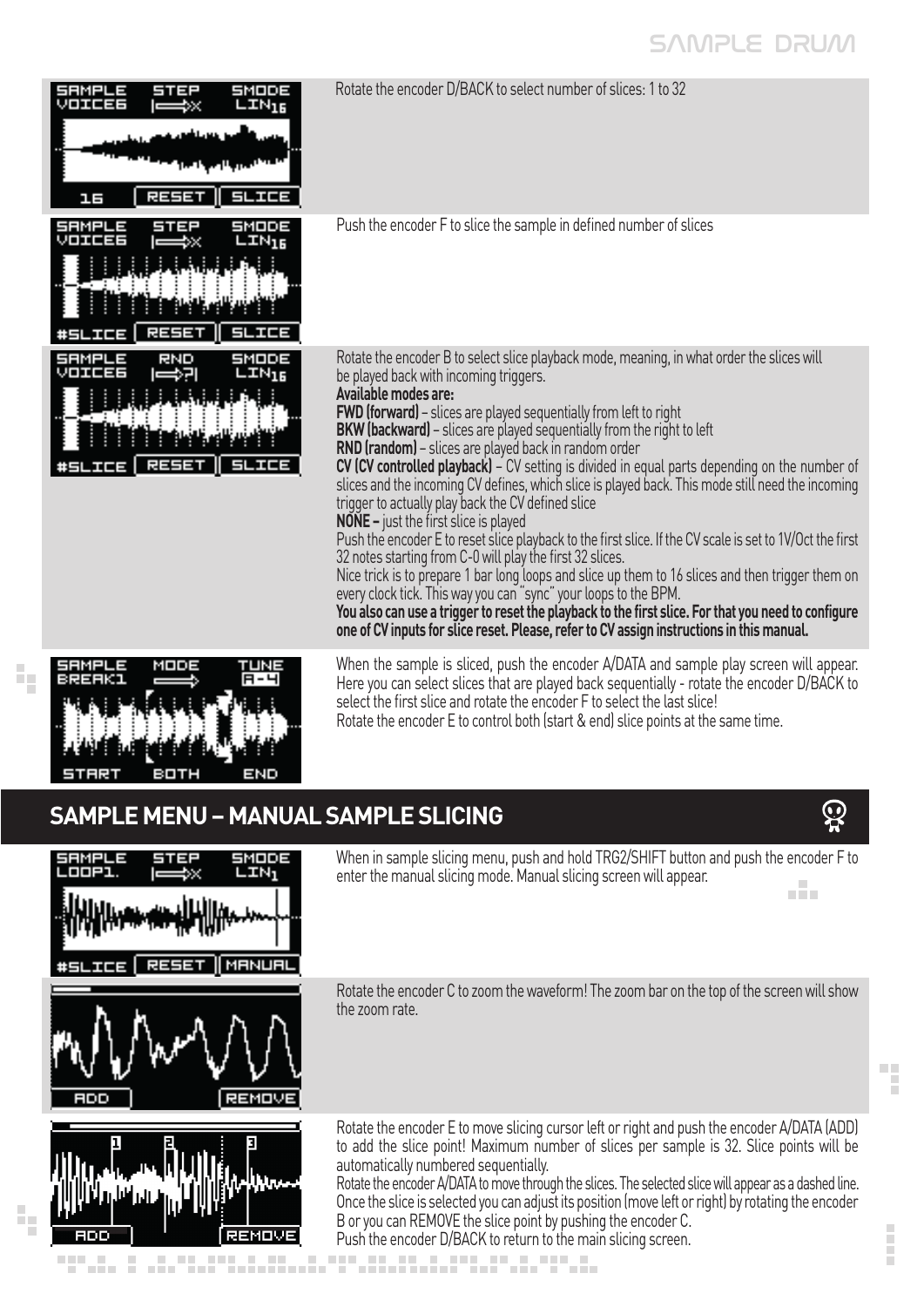Rotate the encoder D/BACK to select number of slices: 1 to 32

Push the encoder F to slice the sample in defined number of slices

Rotate the encoder B to select slice playback mode, meaning, in what order the slices will be played back with incoming triggers.

**Available modes are:**

**FWD (forward)** – slices are played sequentially from left to right

**BKW (backward)** – slices are played sequentially from the right to left

**RND (random)** – slices are played back in random order

**CV (CV controlled playback)** – CV setting is divided in equal parts depending on the number of slices and the incoming CV defines, which slice is played back. This mode still need the incoming trigger to actually play back the CV defined slice

**NONE –** just the first slice is played

Push the encoder E to reset slice playback to the first slice. If the CV scale is set to 1V/Oct the first 32 notes starting from C-0 will play the first 32 slices.

Nice trick is to prepare 1 bar long loops and slice up them to 16 slices and then trigger them on every clock tick. This way you can "sync" your loops to the BPM.

**You also can use a trigger to reset the playback to the first slice. For that you need to configure one of CV inputs for slice reset. Please, refer to CV assign instructions in this manual.**

When the sample is sliced, push the encoder A/DATA and sample play screen will appear. Here you can select slices that are played back sequentially - rotate the encoder D/BACK to select the first slice and rotate the encoder F to select the last slice!

Rotate the encoder E to control both (start & end) slice points at the same time.

## SAMPLE MENU – MANUAL SAMPLE SLICING

When in sample slicing menu, push and hold TRG2/SHIFT button and push the encoder F to enter the manual slicing mode. Manual slicing screen will appear.

Rotate the encoder C to zoom the waveform! The zoom bar on the top of the screen will show the zoom rate.

Rotate the encoder E to move slicing cursor left or right and push the encoder A/DATA (ADD) to add the slice point! Maximum number of slices per sample is 32. Slice points will be automatically numbered sequentially.

Rotate the encoder A/DATA to move through the slices. The selected slice will appear as a dashed line. Once the slice is selected you can adjust its position (move left or right) by rotating the encoder B or you can REMOVE the slice point by pushing the encoder C.

Push the encoder D/BACK to return to the main slicing screen.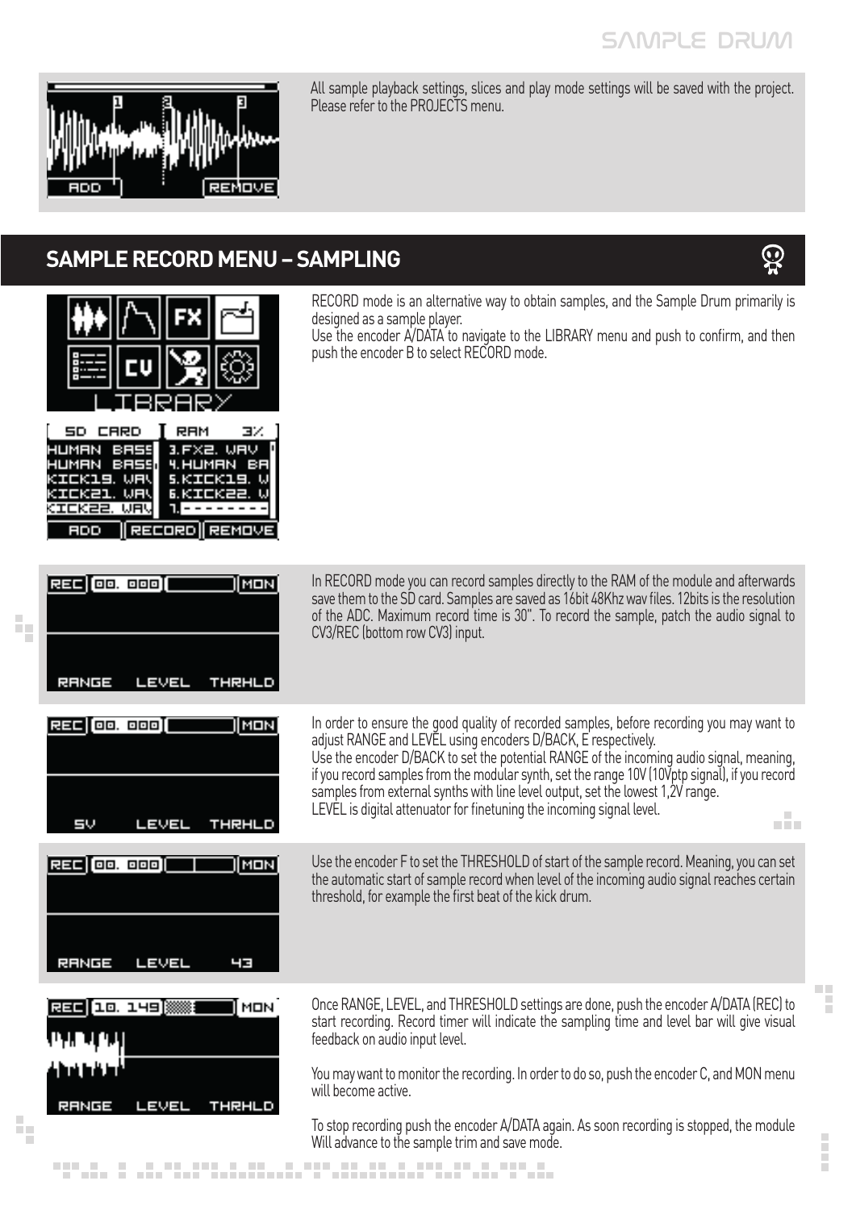All sample playback settings, slices and play mode settings will be saved with the project. Please refer to the PROJECTS menu.

## SAMPLE RECORD MENU – SAMPLING

RECORD mode is an alternative way to obtain samples, and the Sample Drum primarily is designed as a sample player.
Use the encoder A/DATA to navigate to the LIBRARY menu and push to confirm, and then push the encoder B to select RECORD mode.

In RECORD mode you can record samples directly to the RAM of the module and afterwards save them to the SD card. Samples are saved as 16bit 48Khz wav files. 12bits is the resolution of the ADC. Maximum record time is 30". To record the sample, patch the audio signal to CV3/REC (bottom row CV3) input.

In order to ensure the good quality of recorded samples, before recording you may want to adjust RANGE and LEVEL using encoders D/BACK, E respectively.
Use the encoder D/BACK to set the potential RANGE of the incoming audio signal, meaning, if you record samples from the modular synth, set the range 10V (10Vptp signal), if you record samples from external synths with line level output, set the lowest 1,2V range.
LEVEL is digital attenuator for finetuning the incoming signal level.

Use the encoder F to set the THRESHOLD of start of the sample record. Meaning, you can set the automatic start of sample record when level of the incoming audio signal reaches certain threshold, for example the first beat of the kick drum.

Once RANGE, LEVEL, and THRESHOLD settings are done, push the encoder A/DATA (REC) to start recording. Record timer will indicate the sampling time and level bar will give visual feedback on audio input level.

You may want to monitor the recording. In order to do so, push the encoder C, and MON menu will become active.

To stop recording push the encoder A/DATA again. As soon recording is stopped, the module Will advance to the sample trim and save mode.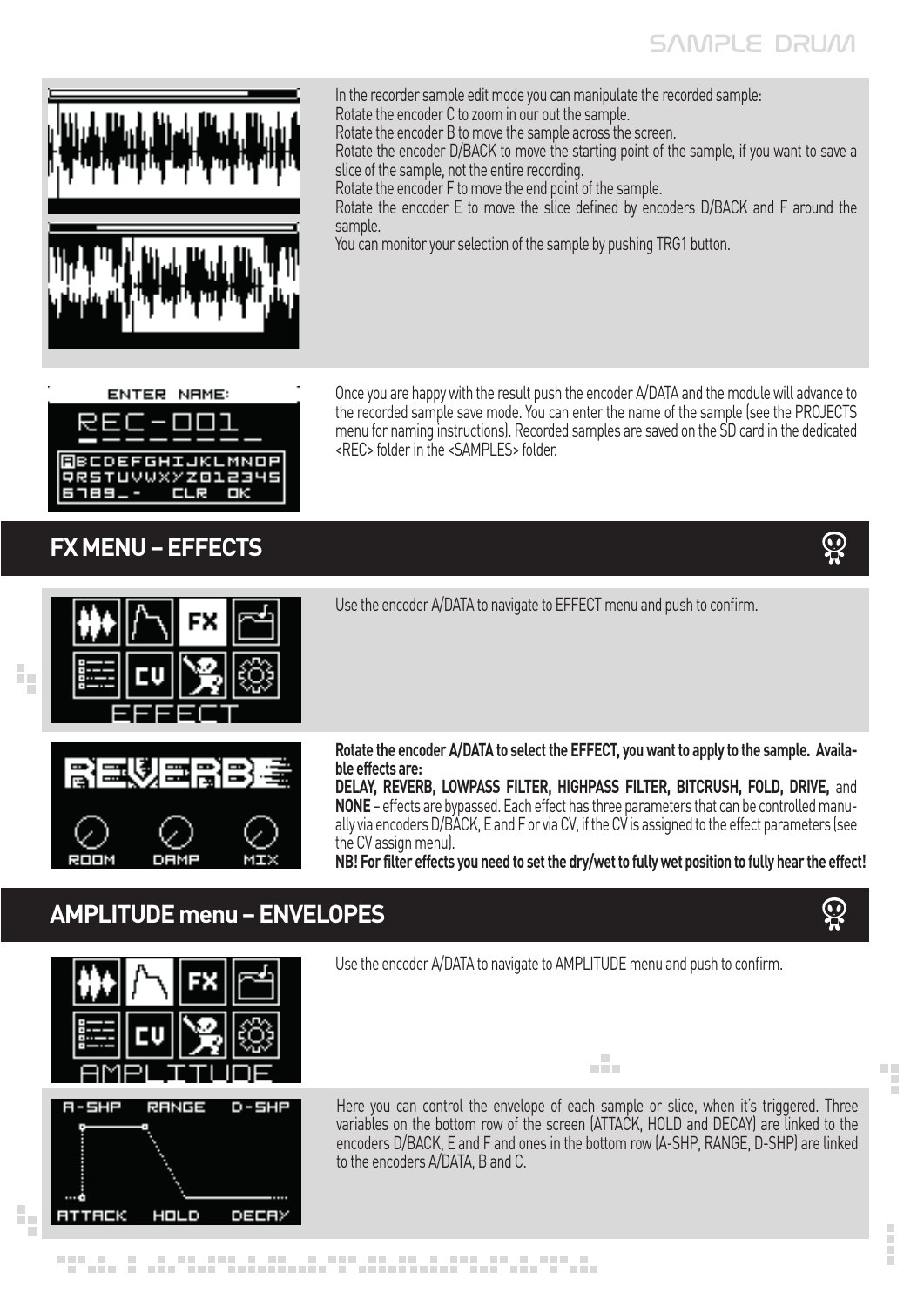In the recorder sample edit mode you can manipulate the recorded sample:
Rotate the encoder C to zoom in our out the sample.
Rotate the encoder B to move the sample across the screen.
Rotate the encoder D/BACK to move the starting point of the sample, if you want to save a slice of the sample, not the entire recording.
Rotate the encoder F to move the end point of the sample.
Rotate the encoder E to move the slice defined by encoders D/BACK and F around the sample.
You can monitor your selection of the sample by pushing TRG1 button.

Once you are happy with the result push the encoder A/DATA and the module will advance to the recorded sample save mode. You can enter the name of the sample (see the PROJECTS menu for naming instructions). Recorded samples are saved on the SD card in the dedicated <REC> folder in the <SAMPLES> folder.

## FX MENU – EFFECTS

Use the encoder A/DATA to navigate to EFFECT menu and push to confirm.

**Rotate the encoder A/DATA to select the EFFECT, you want to apply to the sample. Available effects are:**
**DELAY, REVERB, LOWPASS FILTER, HIGHPASS FILTER, BITCRUSH, FOLD, DRIVE,** and **NONE** – effects are bypassed. Each effect has three parameters that can be controlled manually via encoders D/BACK, E and F or via CV, if the CV is assigned to the effect parameters (see the CV assign menu).
**NB! For filter effects you need to set the dry/wet to fully wet position to fully hear the effect!**

## AMPLITUDE menu – ENVELOPES

Use the encoder A/DATA to navigate to AMPLITUDE menu and push to confirm.

Here you can control the envelope of each sample or slice, when it's triggered. Three variables on the bottom row of the screen (ATTACK, HOLD and DECAY) are linked to the encoders D/BACK, E and F and ones in the bottom row (A-SHP, RANGE, D-SHP) are linked to the encoders A/DATA, B and C.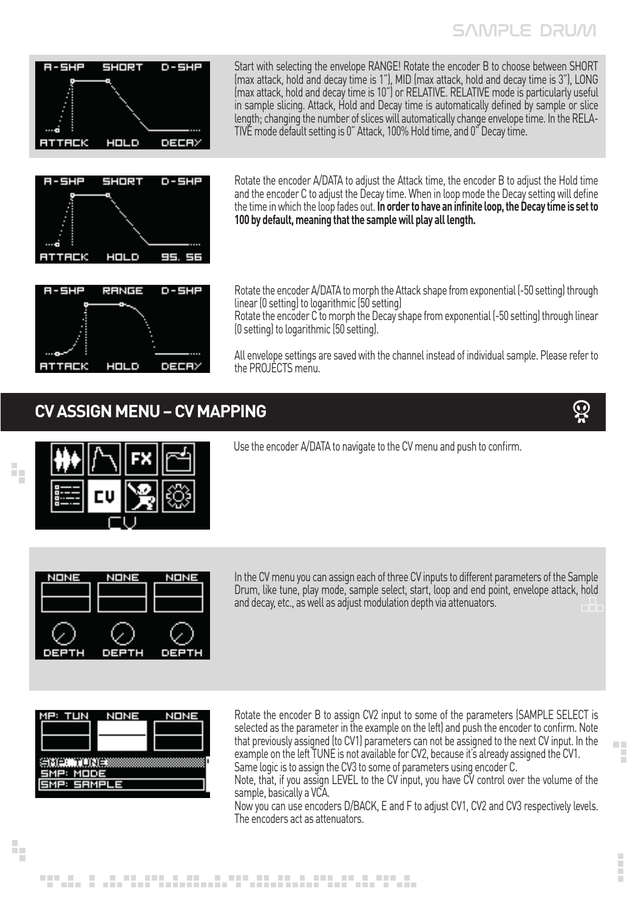Start with selecting the envelope RANGE! Rotate the encoder B to choose between SHORT (max attack, hold and decay time is 1"), MID (max attack, hold and decay time is 3"), LONG (max attack, hold and decay time is 10") or RELATIVE. RELATIVE mode is particularly useful in sample slicing. Attack, Hold and Decay time is automatically defined by sample or slice length; changing the number of slices will automatically change envelope time. In the RELATIVE mode default setting is 0" Attack, 100% Hold time, and 0" Decay time.

Rotate the encoder A/DATA to adjust the Attack time, the encoder B to adjust the Hold time and the encoder C to adjust the Decay time. When in loop mode the Decay setting will define the time in which the loop fades out. **In order to have an infinite loop, the Decay time is set to 100 by default, meaning that the sample will play all length.**

Rotate the encoder A/DATA to morph the Attack shape from exponential (-50 setting) through linear (0 setting) to logarithmic (50 setting)
Rotate the encoder C to morph the Decay shape from exponential (-50 setting) through linear (0 setting) to logarithmic (50 setting).

All envelope settings are saved with the channel instead of individual sample. Please refer to the PROJECTS menu.

## CV ASSIGN MENU – CV MAPPING

Use the encoder A/DATA to navigate to the CV menu and push to confirm.

In the CV menu you can assign each of three CV inputs to different parameters of the Sample Drum, like tune, play mode, sample select, start, loop and end point, envelope attack, hold and decay, etc., as well as adjust modulation depth via attenuators.

Rotate the encoder B to assign CV2 input to some of the parameters (SAMPLE SELECT is selected as the parameter in the example on the left) and push the encoder to confirm. Note that previously assigned (to CV1) parameters can not be assigned to the next CV input. In the example on the left TUNE is not available for CV2, because it's already assigned the CV1.
Same logic is to assign the CV3 to some of parameters using encoder C.
Note, that, if you assign LEVEL to the CV input, you have CV control over the volume of the sample, basically a VCA.
Now you can use encoders D/BACK, E and F to adjust CV1, CV2 and CV3 respectively levels. The encoders act as attenuators.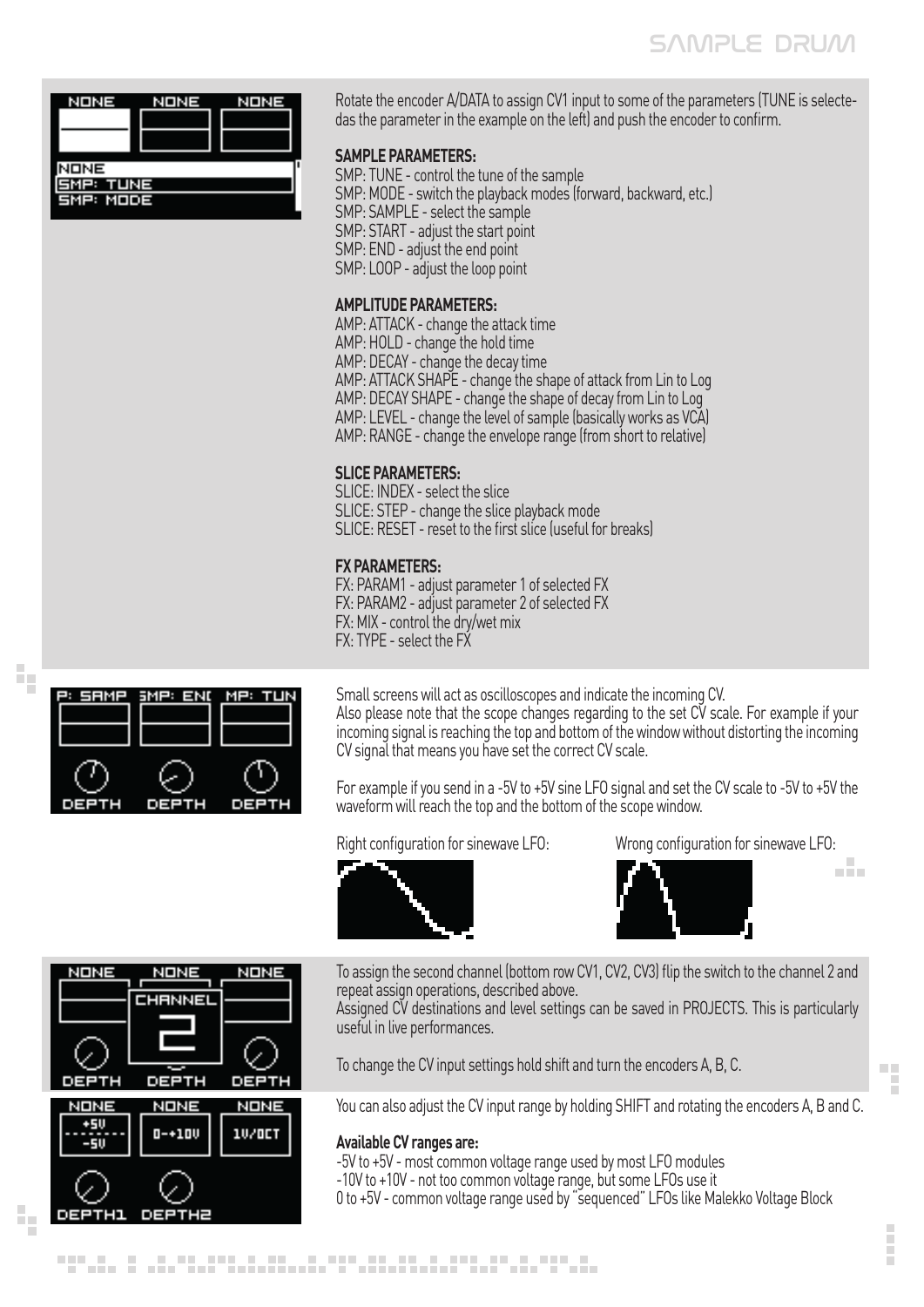Rotate the encoder A/DATA to assign CV1 input to some of the parameters (TUNE is selectedas the parameter in the example on the left) and push the encoder to confirm.

**SAMPLE PARAMETERS:**

SMP: TUNE - control the tune of the sample
SMP: MODE - switch the playback modes (forward, backward, etc.)
SMP: SAMPLE - select the sample
SMP: START - adjust the start point
SMP: END - adjust the end point
SMP: LOOP - adjust the loop point

**AMPLITUDE PARAMETERS:**

AMP: ATTACK - change the attack time
AMP: HOLD - change the hold time
AMP: DECAY - change the decay time
AMP: ATTACK SHAPE - change the shape of attack from Lin to Log
AMP: DECAY SHAPE - change the shape of decay from Lin to Log
AMP: LEVEL - change the level of sample (basically works as VCA)
AMP: RANGE - change the envelope range (from short to relative)

**SLICE PARAMETERS:**

SLICE: INDEX - select the slice
SLICE: STEP - change the slice playback mode
SLICE: RESET - reset to the first slice (useful for breaks)

**FX PARAMETERS:**

FX: PARAM1 - adjust parameter 1 of selected FX
FX: PARAM2 - adjust parameter 2 of selected FX
FX: MIX - control the dry/wet mix
FX: TYPE - select the FX

Small screens will act as oscilloscopes and indicate the incoming CV.
Also please note that the scope changes regarding to the set CV scale. For example if your incoming signal is reaching the top and bottom of the window without distorting the incoming CV signal that means you have set the correct CV scale.

For example if you send in a -5V to +5V sine LFO signal and set the CV scale to -5V to +5V the waveform will reach the top and the bottom of the scope window.

Right configuration for sinewave LFO:

Wrong configuration for sinewave LFO:

To assign the second channel (bottom row CV1, CV2, CV3) flip the switch to the channel 2 and repeat assign operations, described above.
Assigned CV destinations and level settings can be saved in PROJECTS. This is particularly useful in live performances.

To change the CV input settings hold shift and turn the encoders A, B, C.

You can also adjust the CV input range by holding SHIFT and rotating the encoders A, B and C.

**Available CV ranges are:**

-5V to +5V - most common voltage range used by most LFO modules
-10V to +10V - not too common voltage range, but some LFOs use it
0 to +5V - common voltage range used by "sequenced" LFOs like Malekko Voltage Block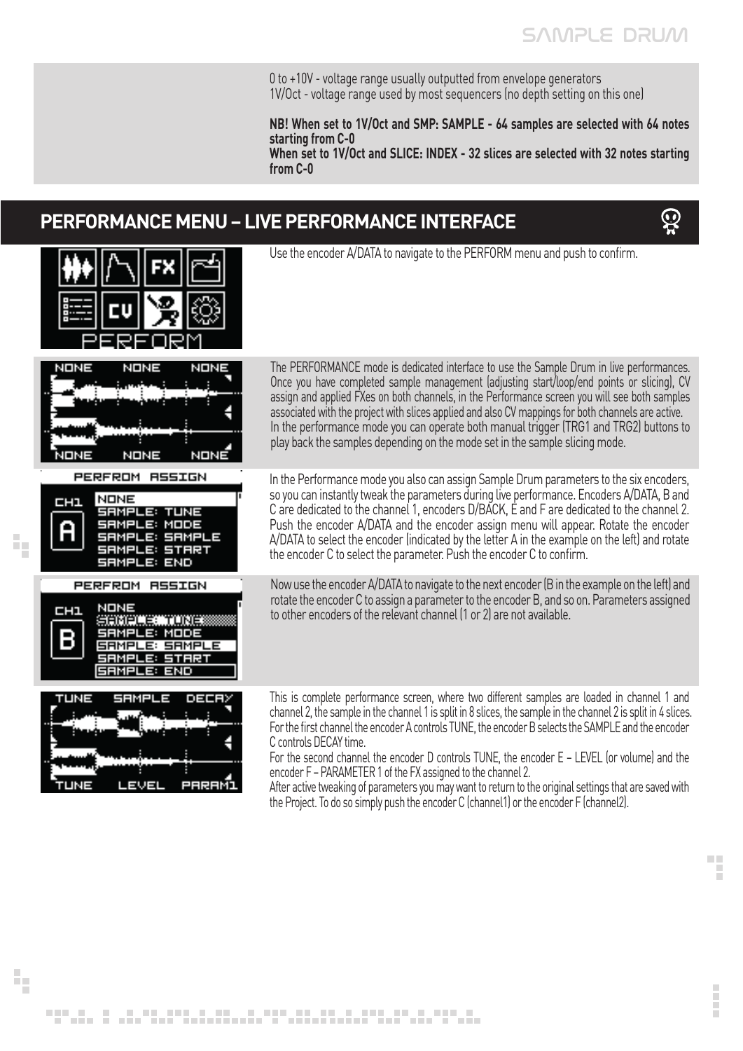0 to +10V - voltage range usually outputted from envelope generators
1V/Oct - voltage range used by most sequencers (no depth setting on this one)

**NB! When set to 1V/Oct and SMP: SAMPLE - 64 samples are selected with 64 notes starting from C-0**
**When set to 1V/Oct and SLICE: INDEX - 32 slices are selected with 32 notes starting from C-0**

## PERFORMANCE MENU – LIVE PERFORMANCE INTERFACE

Use the encoder A/DATA to navigate to the PERFORM menu and push to confirm.

The PERFORMANCE mode is dedicated interface to use the Sample Drum in live performances. Once you have completed sample management (adjusting start/loop/end points or slicing), CV assign and applied FXes on both channels, in the Performance screen you will see both samples associated with the project with slices applied and also CV mappings for both channels are active.
In the performance mode you can operate both manual trigger (TRG1 and TRG2) buttons to play back the samples depending on the mode set in the sample slicing mode.

In the Performance mode you also can assign Sample Drum parameters to the six encoders, so you can instantly tweak the parameters during live performance. Encoders A/DATA, B and C are dedicated to the channel 1, encoders D/BACK, E and F are dedicated to the channel 2. Push the encoder A/DATA and the encoder assign menu will appear. Rotate the encoder A/DATA to select the encoder (indicated by the letter A in the example on the left) and rotate the encoder C to select the parameter. Push the encoder C to confirm.

Now use the encoder A/DATA to navigate to the next encoder (B in the example on the left) and rotate the encoder C to assign a parameter to the encoder B, and so on. Parameters assigned to other encoders of the relevant channel (1 or 2) are not available.

This is complete performance screen, where two different samples are loaded in channel 1 and channel 2, the sample in the channel 1 is split in 8 slices, the sample in the channel 2 is split in 4 slices. For the first channel the encoder A controls TUNE, the encoder B selects the SAMPLE and the encoder C controls DECAY time.
For the second channel the encoder D controls TUNE, the encoder E – LEVEL (or volume) and the encoder F – PARAMETER 1 of the FX assigned to the channel 2.
After active tweaking of parameters you may want to return to the original settings that are saved with the Project. To do so simply push the encoder C (channel1) or the encoder F (channel2).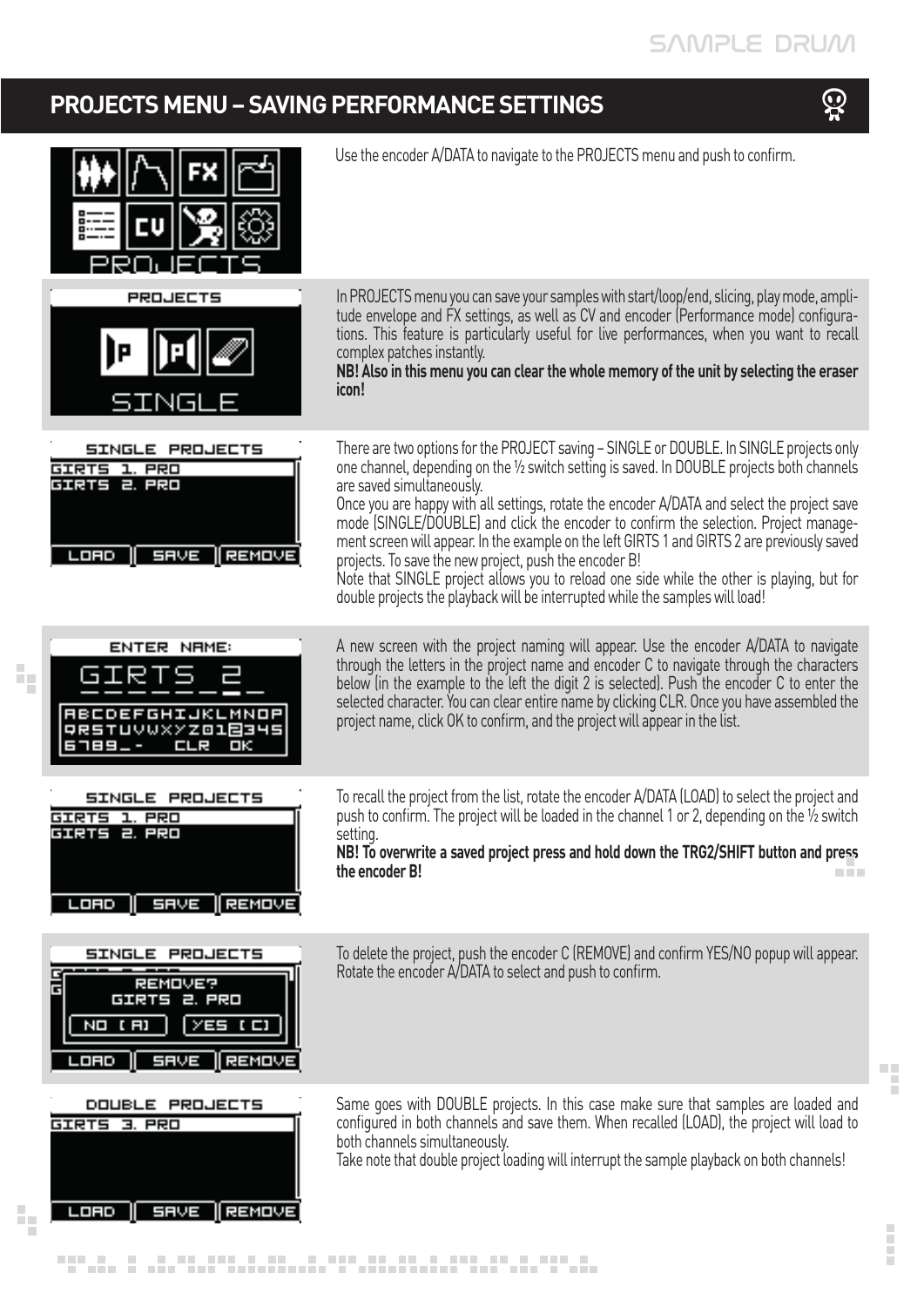## PROJECTS MENU – SAVING PERFORMANCE SETTINGS

Use the encoder A/DATA to navigate to the PROJECTS menu and push to confirm.

In PROJECTS menu you can save your samples with start/loop/end, slicing, play mode, amplitude envelope and FX settings, as well as CV and encoder (Performance mode) configurations. This feature is particularly useful for live performances, when you want to recall complex patches instantly.
**NB! Also in this menu you can clear the whole memory of the unit by selecting the eraser icon!**

There are two options for the PROJECT saving – SINGLE or DOUBLE. In SINGLE projects only one channel, depending on the ½ switch setting is saved. In DOUBLE projects both channels are saved simultaneously.
Once you are happy with all settings, rotate the encoder A/DATA and select the project save mode (SINGLE/DOUBLE) and click the encoder to confirm the selection. Project management screen will appear. In the example on the left GIRTS 1 and GIRTS 2 are previously saved projects. To save the new project, push the encoder B!
Note that SINGLE project allows you to reload one side while the other is playing, but for double projects the playback will be interrupted while the samples will load!

A new screen with the project naming will appear. Use the encoder A/DATA to navigate through the letters in the project name and encoder C to navigate through the characters below (in the example to the left the digit 2 is selected). Push the encoder C to enter the selected character. You can clear entire name by clicking CLR. Once you have assembled the project name, click OK to confirm, and the project will appear in the list.

To recall the project from the list, rotate the encoder A/DATA (LOAD) to select the project and push to confirm. The project will be loaded in the channel 1 or 2, depending on the ½ switch setting.
**NB! To overwrite a saved project press and hold down the TRG2/SHIFT button and press the encoder B!**

To delete the project, push the encoder C (REMOVE) and confirm YES/NO popup will appear. Rotate the encoder A/DATA to select and push to confirm.

Same goes with DOUBLE projects. In this case make sure that samples are loaded and configured in both channels and save them. When recalled (LOAD), the project will load to both channels simultaneously.
Take note that double project loading will interrupt the sample playback on both channels!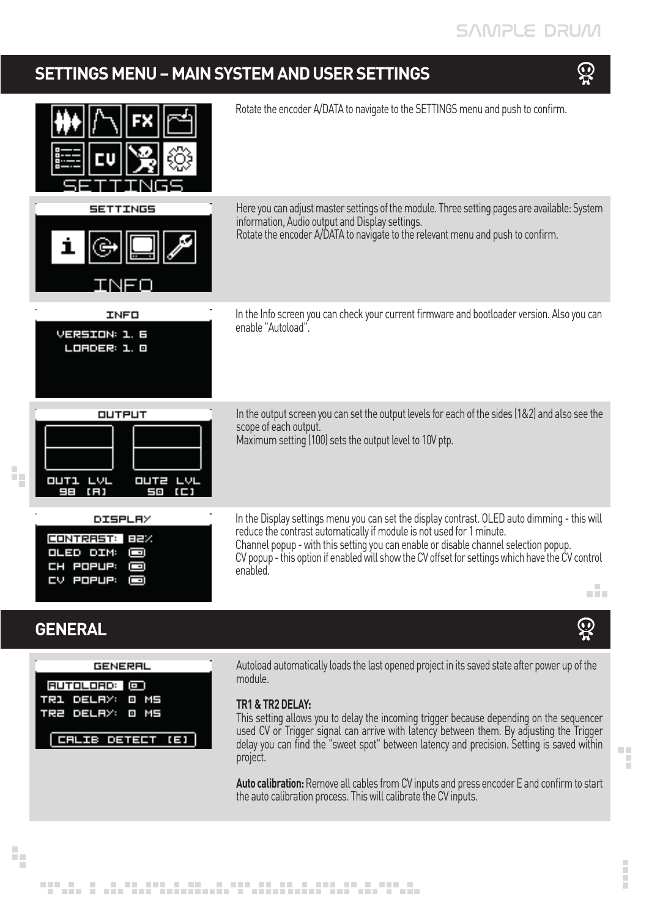## SETTINGS MENU – MAIN SYSTEM AND USER SETTINGS

Rotate the encoder A/DATA to navigate to the SETTINGS menu and push to confirm.

Here you can adjust master settings of the module. Three setting pages are available: System information, Audio output and Display settings.
Rotate the encoder A/DATA to navigate to the relevant menu and push to confirm.

In the Info screen you can check your current firmware and bootloader version. Also you can enable "Autoload".

In the output screen you can set the output levels for each of the sides (1&2) and also see the scope of each output.
Maximum setting (100) sets the output level to 10V ptp.

In the Display settings menu you can set the display contrast. OLED auto dimming - this will reduce the contrast automatically if module is not used for 1 minute.
Channel popup - with this setting you can enable or disable channel selection popup.
CV popup - this option if enabled will show the CV offset for settings which have the CV control enabled.

## GENERAL

Autoload automatically loads the last opened project in its saved state after power up of the module.

**TR1 & TR2 DELAY:**
This setting allows you to delay the incoming trigger because depending on the sequencer used CV or Trigger signal can arrive with latency between them. By adjusting the Trigger delay you can find the "sweet spot" between latency and precision. Setting is saved within project.

**Auto calibration:** Remove all cables from CV inputs and press encoder E and confirm to start the auto calibration process. This will calibrate the CV inputs.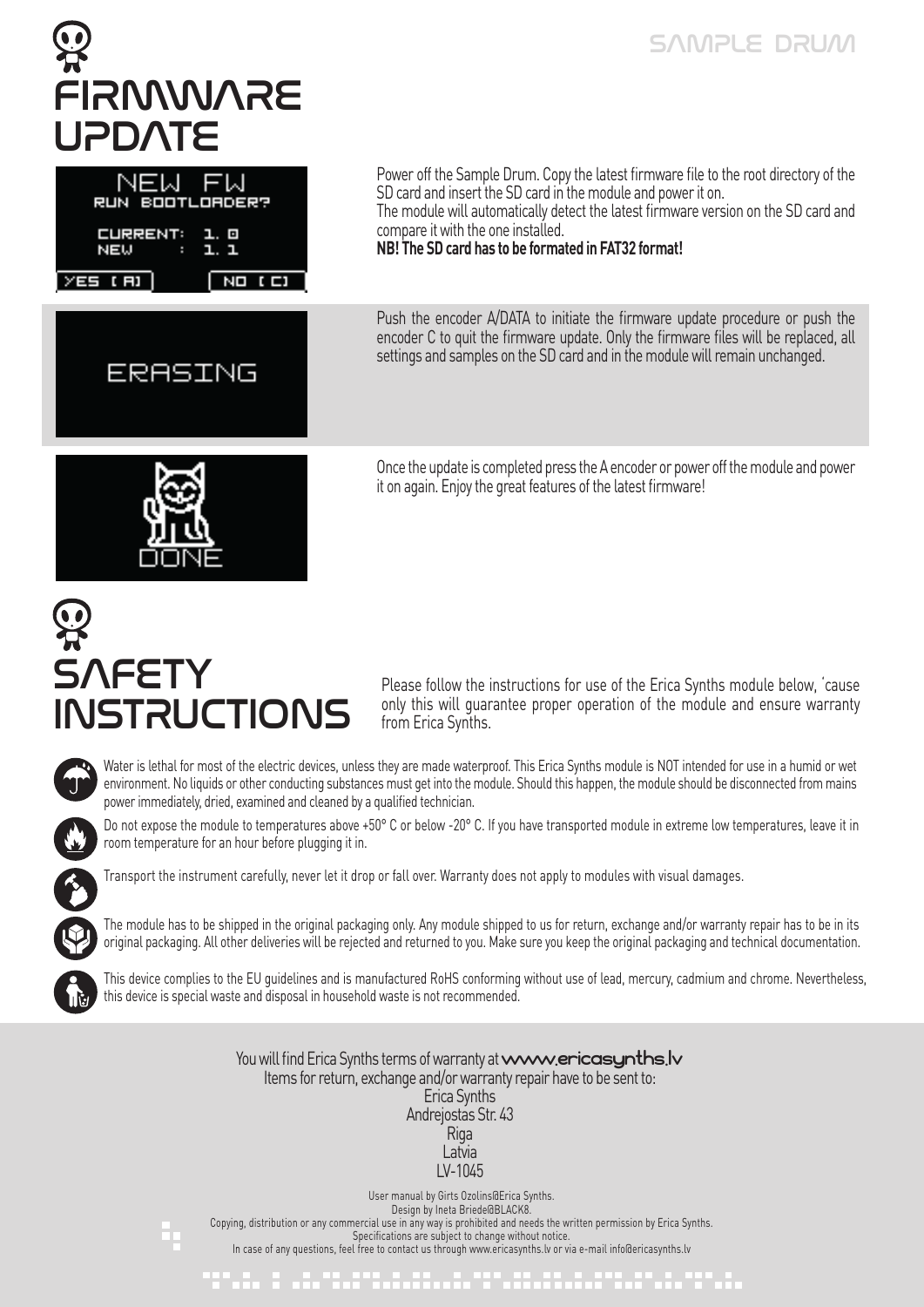# FIRMWARE UPDATE

NEW FW
RUN BOOTLOADER?

CURRENT: 1.0
NEW : 1.1

YES [A] NO [C]

Power off the Sample Drum. Copy the latest firmware file to the root directory of the SD card and insert the SD card in the module and power it on.
The module will automatically detect the latest firmware version on the SD card and compare it with the one installed.
**NB! The SD card has to be formated in FAT32 format!**

ERASING

Push the encoder A/DATA to initiate the firmware update procedure or push the encoder C to quit the firmware update. Only the firmware files will be replaced, all settings and samples on the SD card and in the module will remain unchanged.

DONE

Once the update is completed press the A encoder or power off the module and power it on again. Enjoy the great features of the latest firmware!

# SAFETY INSTRUCTIONS

Please follow the instructions for use of the Erica Synths module below, ´cause only this will guarantee proper operation of the module and ensure warranty from Erica Synths.

Water is lethal for most of the electric devices, unless they are made waterproof. This Erica Synths module is NOT intended for use in a humid or wet environment. No liquids or other conducting substances must get into the module. Should this happen, the module should be disconnected from mains power immediately, dried, examined and cleaned by a qualified technician.

Do not expose the module to temperatures above +50° C or below -20° C. If you have transported module in extreme low temperatures, leave it in room temperature for an hour before plugging it in.

Transport the instrument carefully, never let it drop or fall over. Warranty does not apply to modules with visual damages.

The module has to be shipped in the original packaging only. Any module shipped to us for return, exchange and/or warranty repair has to be in its original packaging. All other deliveries will be rejected and returned to you. Make sure you keep the original packaging and technical documentation.

This device complies to the EU guidelines and is manufactured RoHS conforming without use of lead, mercury, cadmium and chrome. Nevertheless, this device is special waste and disposal in household waste is not recommended.

You will find Erica Synths terms of warranty at **www.ericasynths.lv**
Items for return, exchange and/or warranty repair have to be sent to:
Erica Synths
Andrejostas Str. 43
Riga
Latvia
LV-1045

User manual by Girts Ozolins@Erica Synths.
Design by Ineta Briede@BLACK8.
Copying, distribution or any commercial use in any way is prohibited and needs the written permission by Erica Synths.
Specifications are subject to change without notice.
In case of any questions, feel free to contact us through www.ericasynths.lv or via e-mail info@ericasynths.lv